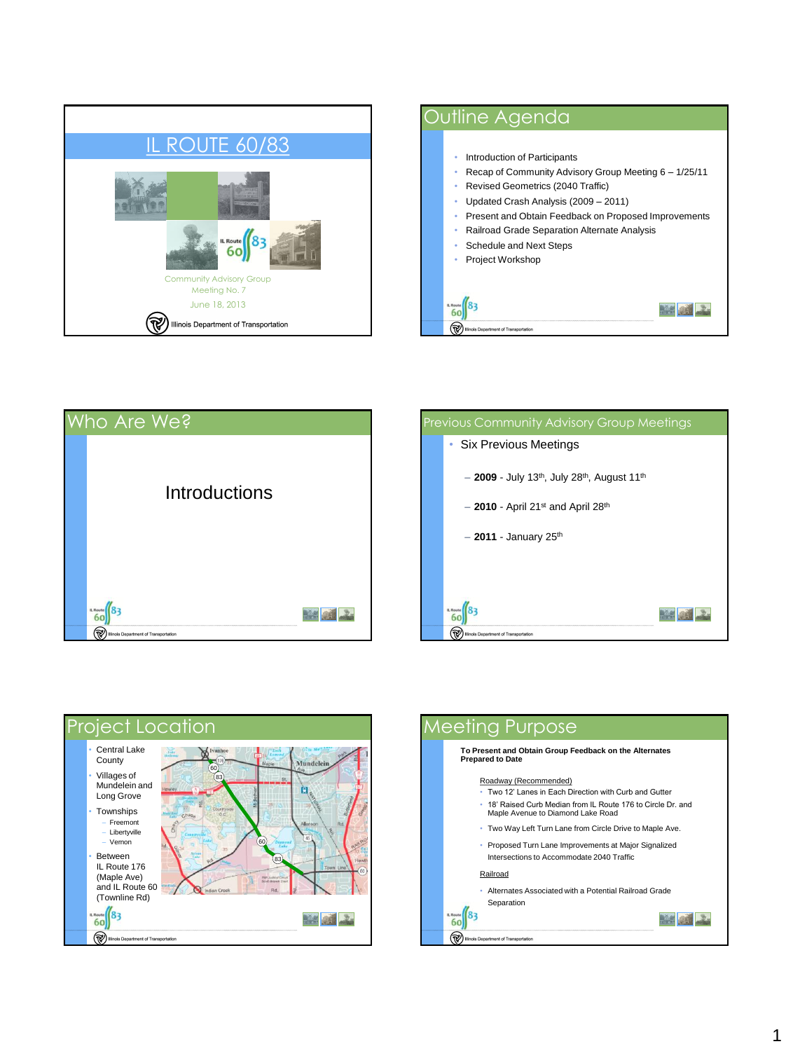# IL ROUTE 60/83

Community Advisory Group
Meeting No. 7

June 18, 2013

Illinois Department of Transportation

## Outline Agenda

- Introduction of Participants
- Recap of Community Advisory Group Meeting 6 – 1/25/11
- Revised Geometrics (2040 Traffic)
- Updated Crash Analysis (2009 – 2011)
- Present and Obtain Feedback on Proposed Improvements
- Railroad Grade Separation Alternate Analysis
- Schedule and Next Steps
- Project Workshop

## Who Are We?

Introductions

## Previous Community Advisory Group Meetings

- Six Previous Meetings
  - **2009** - July 13th, July 28th, August 11th
  - **2010** - April 21st and April 28th
  - **2011** - January 25th

## Project Location

- Central Lake County
- Villages of Mundelein and Long Grove
- Townships
  - Freemont
  - Libertyville
  - Vernon
- Between IL Route 176 (Maple Ave) and IL Route 60 (Townline Rd)

## Meeting Purpose

**To Present and Obtain Group Feedback on the Alternates Prepared to Date**

Roadway (Recommended)

- Two 12' Lanes in Each Direction with Curb and Gutter
- 18' Raised Curb Median from IL Route 176 to Circle Dr. and Maple Avenue to Diamond Lake Road
- Two Way Left Turn Lane from Circle Drive to Maple Ave.
- Proposed Turn Lane Improvements at Major Signalized Intersections to Accommodate 2040 Traffic

Railroad

- Alternates Associated with a Potential Railroad Grade Separation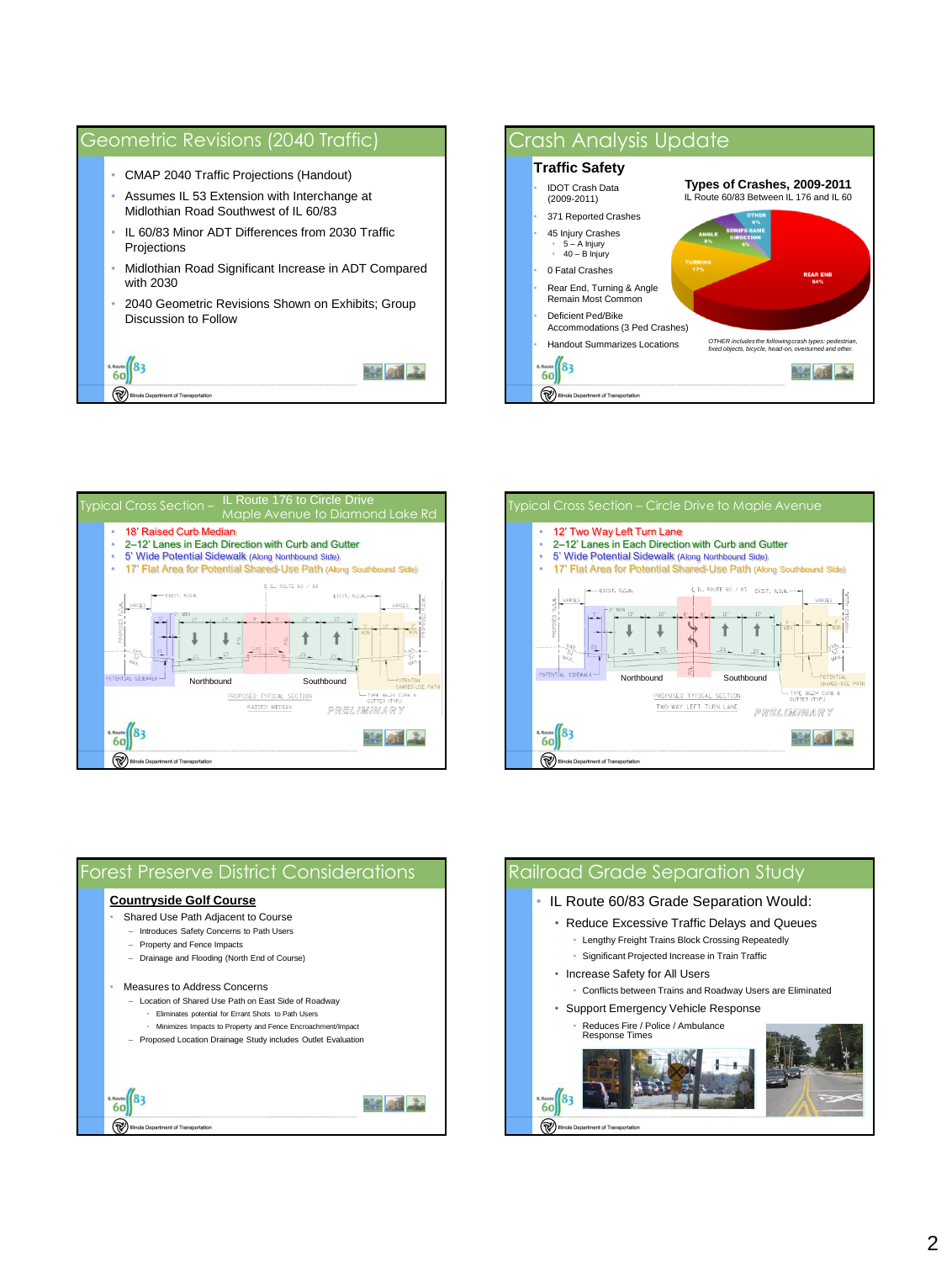## Geometric Revisions (2040 Traffic)

- CMAP 2040 Traffic Projections (Handout)
- Assumes IL 53 Extension with Interchange at Midlothian Road Southwest of IL 60/83
- IL 60/83 Minor ADT Differences from 2030 Traffic Projections
- Midlothian Road Significant Increase in ADT Compared with 2030
- 2040 Geometric Revisions Shown on Exhibits; Group Discussion to Follow

## Crash Analysis Update

### Traffic Safety

- IDOT Crash Data (2009-2011)
- 371 Reported Crashes
- 45 Injury Crashes
  - 5 – A Injury
  - 40 – B Injury
- 0 Fatal Crashes
- Rear End, Turning & Angle Remain Most Common
- Deficient Ped/Bike Accommodations (3 Ped Crashes)
- Handout Summarizes Locations

**Types of Crashes, 2009-2011**
IL Route 60/83 Between IL 176 and IL 60

| Type | Percent |
| --- | --- |
| Rear End | 64% |
| Turning | 17% |
| Angle | 9% |
| SSWIPE-Same Direction | 4% |
| Other | 6% |

*OTHER includes the following crash types: pedestrian, fixed objects, bicycle, head-on, overturned and other.*

## Typical Cross Section – IL Route 176 to Circle Drive / Maple Avenue to Diamond Lake Rd

- 18' Raised Curb Median
- 2–12' Lanes in Each Direction with Curb and Gutter
- 5' Wide Potential Sidewalk (Along Northbound Side)
- 17' Flat Area for Potential Shared-Use Path (Along Southbound Side)

Northbound — Southbound

PROPOSED TYPICAL SECTION — RAISED MEDIAN — PRELIMINARY

## Typical Cross Section – Circle Drive to Maple Avenue

- 12' Two Way Left Turn Lane
- 2–12' Lanes in Each Direction with Curb and Gutter
- 5' Wide Potential Sidewalk (Along Northbound Side)
- 17' Flat Area for Potential Shared-Use Path (Along Southbound Side)

Northbound — Southbound

PROPOSED TYPICAL SECTION — TWO-WAY LEFT TURN LANE — PRELIMINARY

## Forest Preserve District Considerations

**Countryside Golf Course**

- Shared Use Path Adjacent to Course
  - Introduces Safety Concerns to Path Users
  - Property and Fence Impacts
  - Drainage and Flooding (North End of Course)
- Measures to Address Concerns
  - Location of Shared Use Path on East Side of Roadway
    - Eliminates potential for Errant Shots to Path Users
    - Minimizes Impacts to Property and Fence Encroachment/Impact
  - Proposed Location Drainage Study includes Outlet Evaluation

## Railroad Grade Separation Study

- IL Route 60/83 Grade Separation Would:
  - Reduce Excessive Traffic Delays and Queues
    - Lengthy Freight Trains Block Crossing Repeatedly
    - Significant Projected Increase in Train Traffic
  - Increase Safety for All Users
    - Conflicts between Trains and Roadway Users are Eliminated
  - Support Emergency Vehicle Response
    - Reduces Fire / Police / Ambulance Response Times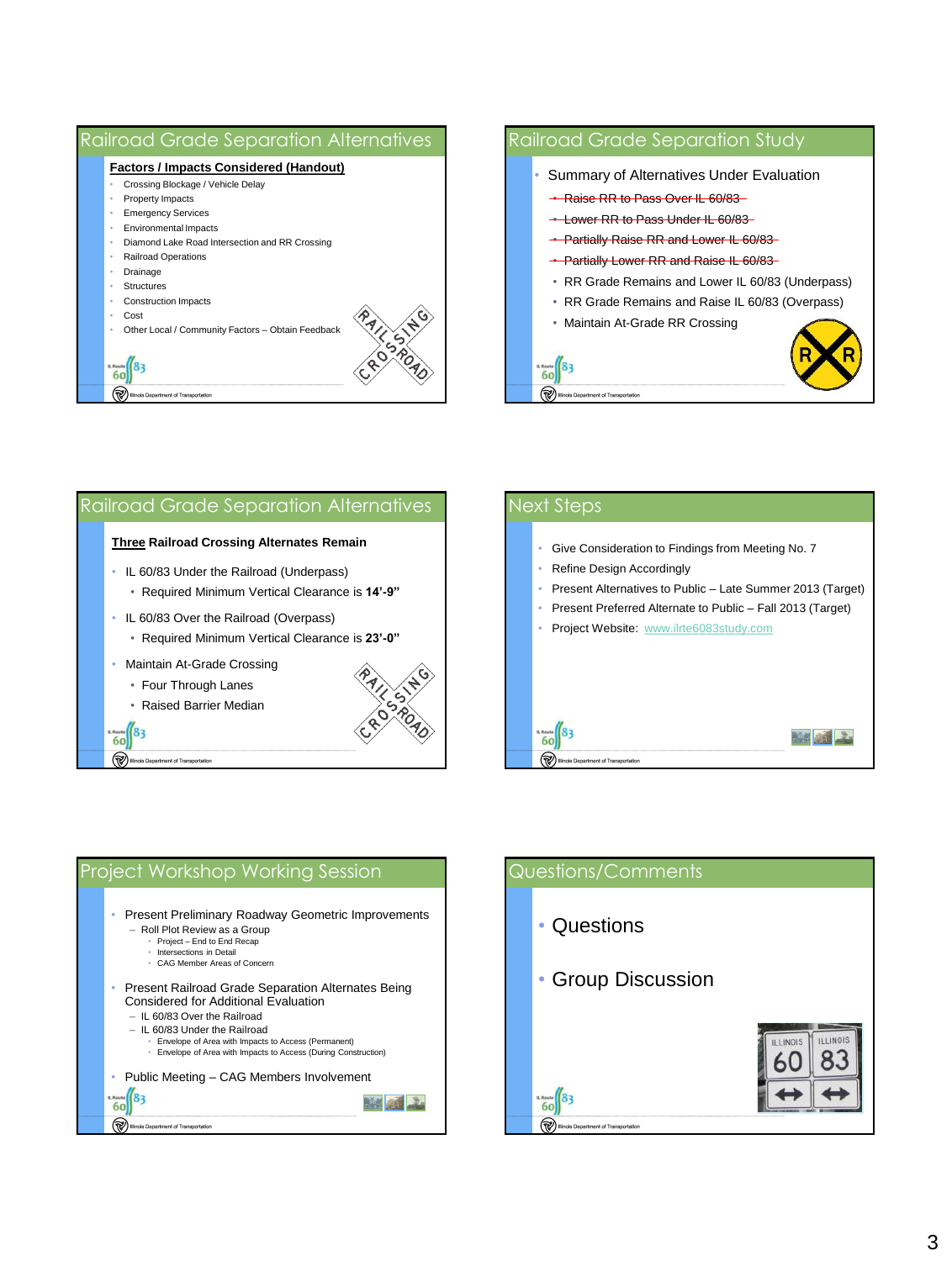## Railroad Grade Separation Alternatives

**Factors / Impacts Considered (Handout)**

- Crossing Blockage / Vehicle Delay
- Property Impacts
- Emergency Services
- Environmental Impacts
- Diamond Lake Road Intersection and RR Crossing
- Railroad Operations
- Drainage
- Structures
- Construction Impacts
- Cost
- Other Local / Community Factors – Obtain Feedback

## Railroad Grade Separation Study

- Summary of Alternatives Under Evaluation
  - ~~Raise RR to Pass Over IL 60/83~~
  - ~~Lower RR to Pass Under IL 60/83~~
  - ~~Partially Raise RR and Lower IL 60/83~~
  - ~~Partially Lower RR and Raise IL 60/83~~
  - RR Grade Remains and Lower IL 60/83 (Underpass)
  - RR Grade Remains and Raise IL 60/83 (Overpass)
  - Maintain At-Grade RR Crossing

## Railroad Grade Separation Alternatives

**Three Railroad Crossing Alternates Remain**

- IL 60/83 Under the Railroad (Underpass)
  - Required Minimum Vertical Clearance is **14'-9"**
- IL 60/83 Over the Railroad (Overpass)
  - Required Minimum Vertical Clearance is **23'-0"**
- Maintain At-Grade Crossing
  - Four Through Lanes
  - Raised Barrier Median

## Next Steps

- Give Consideration to Findings from Meeting No. 7
- Refine Design Accordingly
- Present Alternatives to Public – Late Summer 2013 (Target)
- Present Preferred Alternate to Public – Fall 2013 (Target)
- Project Website: www.ilrte6083study.com

## Project Workshop Working Session

- Present Preliminary Roadway Geometric Improvements
  - Roll Plot Review as a Group
    - Project – End to End Recap
    - Intersections in Detail
    - CAG Member Areas of Concern
- Present Railroad Grade Separation Alternates Being Considered for Additional Evaluation
  - IL 60/83 Over the Railroad
  - IL 60/83 Under the Railroad
    - Envelope of Area with Impacts to Access (Permanent)
    - Envelope of Area with Impacts to Access (During Construction)
- Public Meeting – CAG Members Involvement

## Questions/Comments

- Questions
- Group Discussion